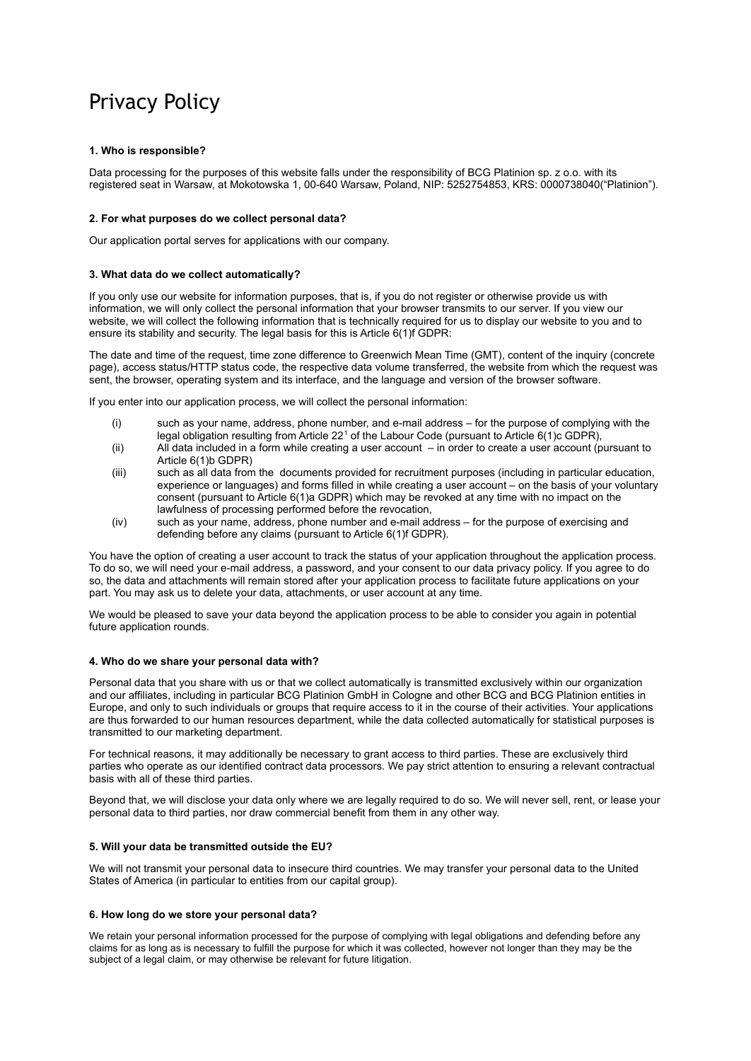# Privacy Policy

**1. Who is responsible?**

Data processing for the purposes of this website falls under the responsibility of BCG Platinion sp. z o.o. with its registered seat in Warsaw, at Mokotowska 1, 00-640 Warsaw, Poland, NIP: 5252754853, KRS: 0000738040("Platinion").

**2. For what purposes do we collect personal data?**

Our application portal serves for applications with our company.

**3. What data do we collect automatically?**

If you only use our website for information purposes, that is, if you do not register or otherwise provide us with information, we will only collect the personal information that your browser transmits to our server. If you view our website, we will collect the following information that is technically required for us to display our website to you and to ensure its stability and security. The legal basis for this is Article 6(1)f GDPR:

The date and time of the request, time zone difference to Greenwich Mean Time (GMT), content of the inquiry (concrete page), access status/HTTP status code, the respective data volume transferred, the website from which the request was sent, the browser, operating system and its interface, and the language and version of the browser software.

If you enter into our application process, we will collect the personal information:

(i) such as your name, address, phone number, and e-mail address – for the purpose of complying with the legal obligation resulting from Article 22[1] of the Labour Code (pursuant to Article 6(1)c GDPR),

(ii) All data included in a form while creating a user account – in order to create a user account (pursuant to Article 6(1)b GDPR)

(iii) such as all data from the documents provided for recruitment purposes (including in particular education, experience or languages) and forms filled in while creating a user account – on the basis of your voluntary consent (pursuant to Article 6(1)a GDPR) which may be revoked at any time with no impact on the lawfulness of processing performed before the revocation,

(iv) such as your name, address, phone number and e-mail address – for the purpose of exercising and defending before any claims (pursuant to Article 6(1)f GDPR).

You have the option of creating a user account to track the status of your application throughout the application process. To do so, we will need your e-mail address, a password, and your consent to our data privacy policy. If you agree to do so, the data and attachments will remain stored after your application process to facilitate future applications on your part. You may ask us to delete your data, attachments, or user account at any time.

We would be pleased to save your data beyond the application process to be able to consider you again in potential future application rounds.

**4. Who do we share your personal data with?**

Personal data that you share with us or that we collect automatically is transmitted exclusively within our organization and our affiliates, including in particular BCG Platinion GmbH in Cologne and other BCG and BCG Platinion entities in Europe, and only to such individuals or groups that require access to it in the course of their activities. Your applications are thus forwarded to our human resources department, while the data collected automatically for statistical purposes is transmitted to our marketing department.

For technical reasons, it may additionally be necessary to grant access to third parties. These are exclusively third parties who operate as our identified contract data processors. We pay strict attention to ensuring a relevant contractual basis with all of these third parties.

Beyond that, we will disclose your data only where we are legally required to do so. We will never sell, rent, or lease your personal data to third parties, nor draw commercial benefit from them in any other way.

**5. Will your data be transmitted outside the EU?**

We will not transmit your personal data to insecure third countries. We may transfer your personal data to the United States of America (in particular to entities from our capital group).

**6. How long do we store your personal data?**

We retain your personal information processed for the purpose of complying with legal obligations and defending before any claims for as long as is necessary to fulfill the purpose for which it was collected, however not longer than they may be the subject of a legal claim, or may otherwise be relevant for future litigation.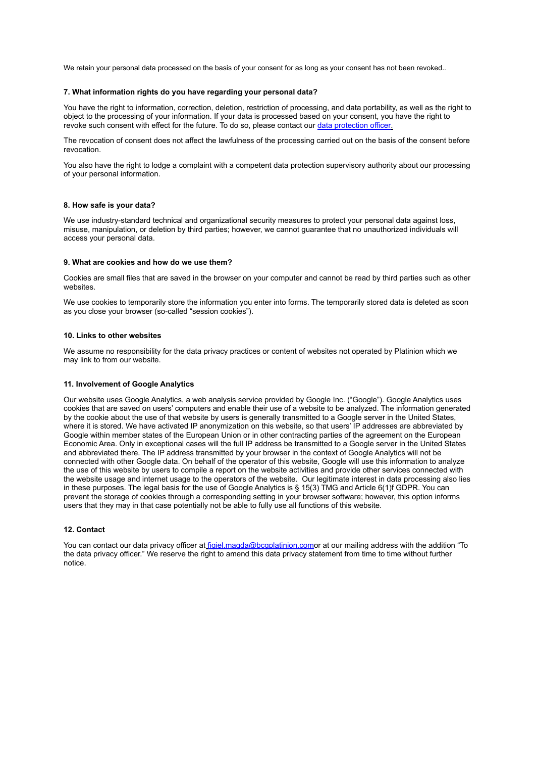We retain your personal data processed on the basis of your consent for as long as your consent has not been revoked..

**7. What information rights do you have regarding your personal data?**

You have the right to information, correction, deletion, restriction of processing, and data portability, as well as the right to object to the processing of your information. If your data is processed based on your consent, you have the right to revoke such consent with effect for the future. To do so, please contact our data protection officer.

The revocation of consent does not affect the lawfulness of the processing carried out on the basis of the consent before revocation.

You also have the right to lodge a complaint with a competent data protection supervisory authority about our processing of your personal information.

**8. How safe is your data?**

We use industry-standard technical and organizational security measures to protect your personal data against loss, misuse, manipulation, or deletion by third parties; however, we cannot guarantee that no unauthorized individuals will access your personal data.

**9. What are cookies and how do we use them?**

Cookies are small files that are saved in the browser on your computer and cannot be read by third parties such as other websites.

We use cookies to temporarily store the information you enter into forms. The temporarily stored data is deleted as soon as you close your browser (so-called “session cookies”).

**10. Links to other websites**

We assume no responsibility for the data privacy practices or content of websites not operated by Platinion which we may link to from our website.

**11. Involvement of Google Analytics**

Our website uses Google Analytics, a web analysis service provided by Google Inc. (“Google”). Google Analytics uses cookies that are saved on users’ computers and enable their use of a website to be analyzed. The information generated by the cookie about the use of that website by users is generally transmitted to a Google server in the United States, where it is stored. We have activated IP anonymization on this website, so that users’ IP addresses are abbreviated by Google within member states of the European Union or in other contracting parties of the agreement on the European Economic Area. Only in exceptional cases will the full IP address be transmitted to a Google server in the United States and abbreviated there. The IP address transmitted by your browser in the context of Google Analytics will not be connected with other Google data. On behalf of the operator of this website, Google will use this information to analyze the use of this website by users to compile a report on the website activities and provide other services connected with the website usage and internet usage to the operators of the website. Our legitimate interest in data processing also lies in these purposes. The legal basis for the use of Google Analytics is § 15(3) TMG and Article 6(1)f GDPR. You can prevent the storage of cookies through a corresponding setting in your browser software; however, this option informs users that they may in that case potentially not be able to fully use all functions of this website.

**12. Contact**

You can contact our data privacy officer at figiel.magda@bcgplatinion.comor at our mailing address with the addition “To the data privacy officer.” We reserve the right to amend this data privacy statement from time to time without further notice.